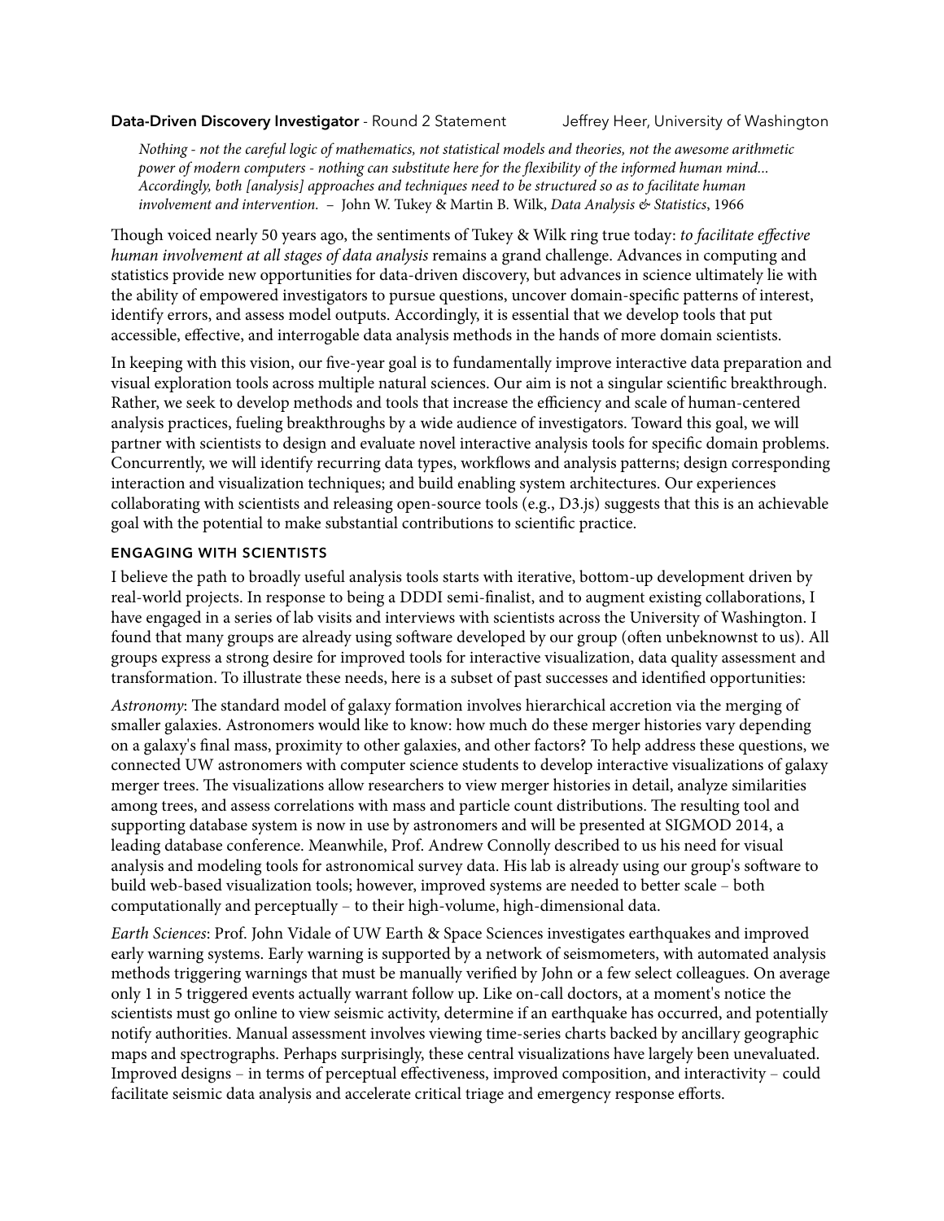**Data-Driven Discovery Investigator** - Round 2 Statement Jeffrey Heer, University of Washington

> *Nothing - not the careful logic of mathematics, not statistical models and theories, not the awesome arithmetic power of modern computers - nothing can substitute here for the flexibility of the informed human mind... Accordingly, both [analysis] approaches and techniques need to be structured so as to facilitate human involvement and intervention.* – John W. Tukey & Martin B. Wilk, *Data Analysis & Statistics*, 1966

Though voiced nearly 50 years ago, the sentiments of Tukey & Wilk ring true today: *to facilitate effective human involvement at all stages of data analysis* remains a grand challenge. Advances in computing and statistics provide new opportunities for data-driven discovery, but advances in science ultimately lie with the ability of empowered investigators to pursue questions, uncover domain-specific patterns of interest, identify errors, and assess model outputs. Accordingly, it is essential that we develop tools that put accessible, effective, and interrogable data analysis methods in the hands of more domain scientists.

In keeping with this vision, our five-year goal is to fundamentally improve interactive data preparation and visual exploration tools across multiple natural sciences. Our aim is not a singular scientific breakthrough. Rather, we seek to develop methods and tools that increase the efficiency and scale of human-centered analysis practices, fueling breakthroughs by a wide audience of investigators. Toward this goal, we will partner with scientists to design and evaluate novel interactive analysis tools for specific domain problems. Concurrently, we will identify recurring data types, workflows and analysis patterns; design corresponding interaction and visualization techniques; and build enabling system architectures. Our experiences collaborating with scientists and releasing open-source tools (e.g., D3.js) suggests that this is an achievable goal with the potential to make substantial contributions to scientific practice.

## ENGAGING WITH SCIENTISTS

I believe the path to broadly useful analysis tools starts with iterative, bottom-up development driven by real-world projects. In response to being a DDDI semi-finalist, and to augment existing collaborations, I have engaged in a series of lab visits and interviews with scientists across the University of Washington. I found that many groups are already using software developed by our group (often unbeknownst to us). All groups express a strong desire for improved tools for interactive visualization, data quality assessment and transformation. To illustrate these needs, here is a subset of past successes and identified opportunities:

*Astronomy*: The standard model of galaxy formation involves hierarchical accretion via the merging of smaller galaxies. Astronomers would like to know: how much do these merger histories vary depending on a galaxy's final mass, proximity to other galaxies, and other factors? To help address these questions, we connected UW astronomers with computer science students to develop interactive visualizations of galaxy merger trees. The visualizations allow researchers to view merger histories in detail, analyze similarities among trees, and assess correlations with mass and particle count distributions. The resulting tool and supporting database system is now in use by astronomers and will be presented at SIGMOD 2014, a leading database conference. Meanwhile, Prof. Andrew Connolly described to us his need for visual analysis and modeling tools for astronomical survey data. His lab is already using our group's software to build web-based visualization tools; however, improved systems are needed to better scale – both computationally and perceptually – to their high-volume, high-dimensional data.

*Earth Sciences*: Prof. John Vidale of UW Earth & Space Sciences investigates earthquakes and improved early warning systems. Early warning is supported by a network of seismometers, with automated analysis methods triggering warnings that must be manually verified by John or a few select colleagues. On average only 1 in 5 triggered events actually warrant follow up. Like on-call doctors, at a moment's notice the scientists must go online to view seismic activity, determine if an earthquake has occurred, and potentially notify authorities. Manual assessment involves viewing time-series charts backed by ancillary geographic maps and spectrographs. Perhaps surprisingly, these central visualizations have largely been unevaluated. Improved designs – in terms of perceptual effectiveness, improved composition, and interactivity – could facilitate seismic data analysis and accelerate critical triage and emergency response efforts.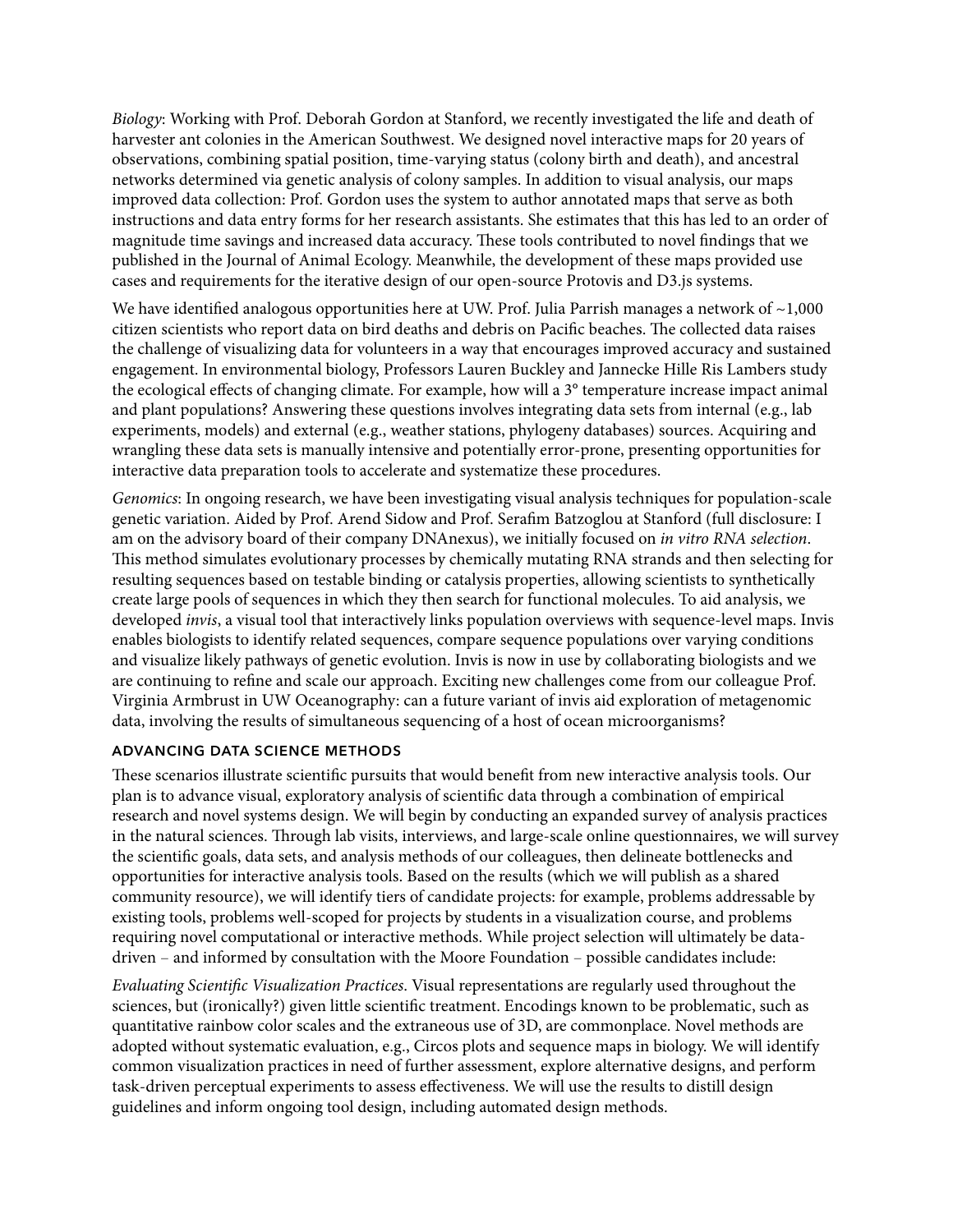*Biology*: Working with Prof. Deborah Gordon at Stanford, we recently investigated the life and death of harvester ant colonies in the American Southwest. We designed novel interactive maps for 20 years of observations, combining spatial position, time-varying status (colony birth and death), and ancestral networks determined via genetic analysis of colony samples. In addition to visual analysis, our maps improved data collection: Prof. Gordon uses the system to author annotated maps that serve as both instructions and data entry forms for her research assistants. She estimates that this has led to an order of magnitude time savings and increased data accuracy. These tools contributed to novel findings that we published in the Journal of Animal Ecology. Meanwhile, the development of these maps provided use cases and requirements for the iterative design of our open-source Protovis and D3.js systems.

We have identified analogous opportunities here at UW. Prof. Julia Parrish manages a network of ~1,000 citizen scientists who report data on bird deaths and debris on Pacific beaches. The collected data raises the challenge of visualizing data for volunteers in a way that encourages improved accuracy and sustained engagement. In environmental biology, Professors Lauren Buckley and Jannecke Hille Ris Lambers study the ecological effects of changing climate. For example, how will a 3° temperature increase impact animal and plant populations? Answering these questions involves integrating data sets from internal (e.g., lab experiments, models) and external (e.g., weather stations, phylogeny databases) sources. Acquiring and wrangling these data sets is manually intensive and potentially error-prone, presenting opportunities for interactive data preparation tools to accelerate and systematize these procedures.

*Genomics*: In ongoing research, we have been investigating visual analysis techniques for population-scale genetic variation. Aided by Prof. Arend Sidow and Prof. Serafim Batzoglou at Stanford (full disclosure: I am on the advisory board of their company DNAnexus), we initially focused on *in vitro RNA selection*. This method simulates evolutionary processes by chemically mutating RNA strands and then selecting for resulting sequences based on testable binding or catalysis properties, allowing scientists to synthetically create large pools of sequences in which they then search for functional molecules. To aid analysis, we developed *invis*, a visual tool that interactively links population overviews with sequence-level maps. Invis enables biologists to identify related sequences, compare sequence populations over varying conditions and visualize likely pathways of genetic evolution. Invis is now in use by collaborating biologists and we are continuing to refine and scale our approach. Exciting new challenges come from our colleague Prof. Virginia Armbrust in UW Oceanography: can a future variant of invis aid exploration of metagenomic data, involving the results of simultaneous sequencing of a host of ocean microorganisms?

### ADVANCING DATA SCIENCE METHODS

These scenarios illustrate scientific pursuits that would benefit from new interactive analysis tools. Our plan is to advance visual, exploratory analysis of scientific data through a combination of empirical research and novel systems design. We will begin by conducting an expanded survey of analysis practices in the natural sciences. Through lab visits, interviews, and large-scale online questionnaires, we will survey the scientific goals, data sets, and analysis methods of our colleagues, then delineate bottlenecks and opportunities for interactive analysis tools. Based on the results (which we will publish as a shared community resource), we will identify tiers of candidate projects: for example, problems addressable by existing tools, problems well-scoped for projects by students in a visualization course, and problems requiring novel computational or interactive methods. While project selection will ultimately be data-driven – and informed by consultation with the Moore Foundation – possible candidates include:

*Evaluating Scientific Visualization Practices*. Visual representations are regularly used throughout the sciences, but (ironically?) given little scientific treatment. Encodings known to be problematic, such as quantitative rainbow color scales and the extraneous use of 3D, are commonplace. Novel methods are adopted without systematic evaluation, e.g., Circos plots and sequence maps in biology. We will identify common visualization practices in need of further assessment, explore alternative designs, and perform task-driven perceptual experiments to assess effectiveness. We will use the results to distill design guidelines and inform ongoing tool design, including automated design methods.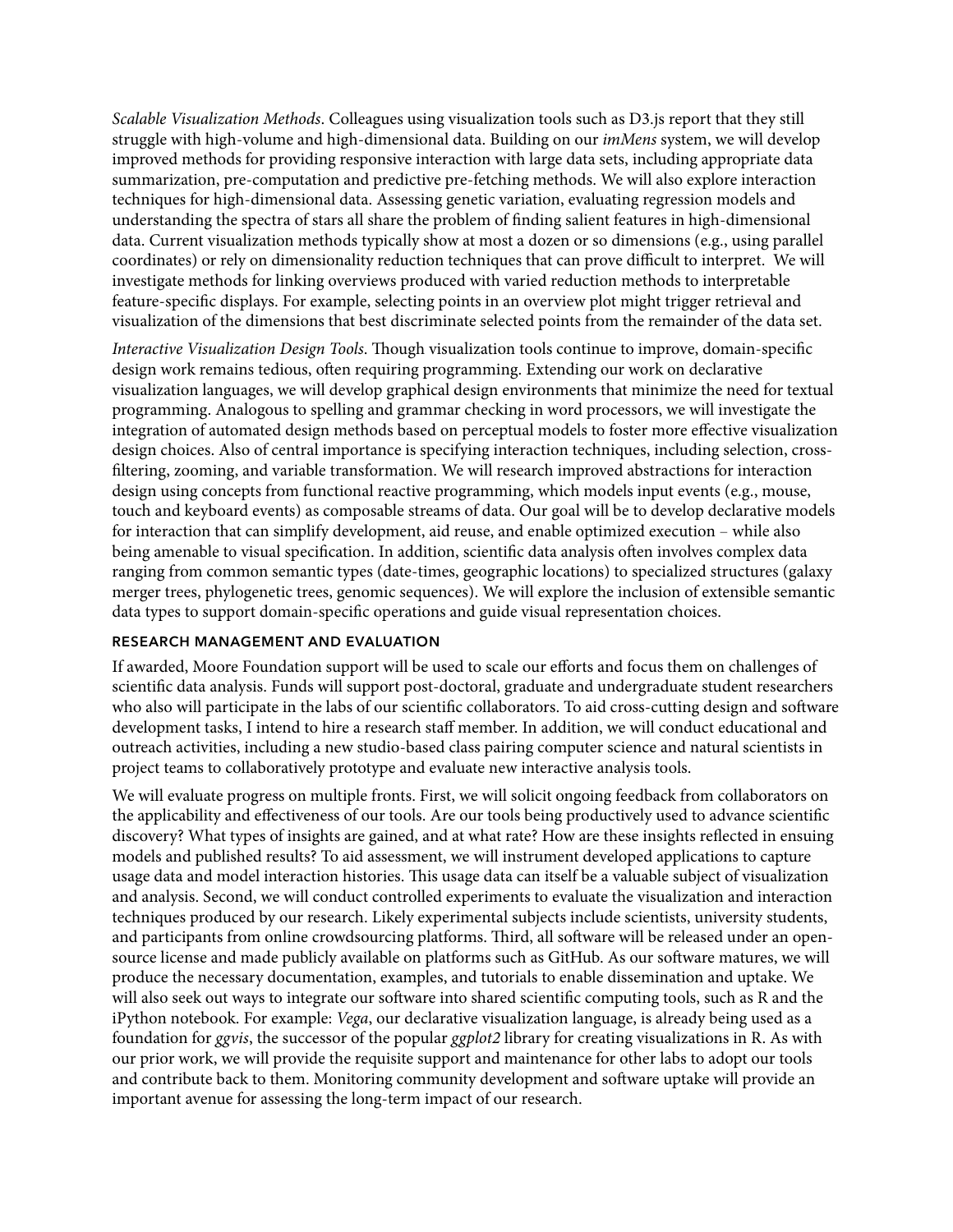*Scalable Visualization Methods*. Colleagues using visualization tools such as D3.js report that they still struggle with high-volume and high-dimensional data. Building on our *imMens* system, we will develop improved methods for providing responsive interaction with large data sets, including appropriate data summarization, pre-computation and predictive pre-fetching methods. We will also explore interaction techniques for high-dimensional data. Assessing genetic variation, evaluating regression models and understanding the spectra of stars all share the problem of finding salient features in high-dimensional data. Current visualization methods typically show at most a dozen or so dimensions (e.g., using parallel coordinates) or rely on dimensionality reduction techniques that can prove difficult to interpret. We will investigate methods for linking overviews produced with varied reduction methods to interpretable feature-specific displays. For example, selecting points in an overview plot might trigger retrieval and visualization of the dimensions that best discriminate selected points from the remainder of the data set.

*Interactive Visualization Design Tools*. Though visualization tools continue to improve, domain-specific design work remains tedious, often requiring programming. Extending our work on declarative visualization languages, we will develop graphical design environments that minimize the need for textual programming. Analogous to spelling and grammar checking in word processors, we will investigate the integration of automated design methods based on perceptual models to foster more effective visualization design choices. Also of central importance is specifying interaction techniques, including selection, cross-filtering, zooming, and variable transformation. We will research improved abstractions for interaction design using concepts from functional reactive programming, which models input events (e.g., mouse, touch and keyboard events) as composable streams of data. Our goal will be to develop declarative models for interaction that can simplify development, aid reuse, and enable optimized execution – while also being amenable to visual specification. In addition, scientific data analysis often involves complex data ranging from common semantic types (date-times, geographic locations) to specialized structures (galaxy merger trees, phylogenetic trees, genomic sequences). We will explore the inclusion of extensible semantic data types to support domain-specific operations and guide visual representation choices.

## RESEARCH MANAGEMENT AND EVALUATION

If awarded, Moore Foundation support will be used to scale our efforts and focus them on challenges of scientific data analysis. Funds will support post-doctoral, graduate and undergraduate student researchers who also will participate in the labs of our scientific collaborators. To aid cross-cutting design and software development tasks, I intend to hire a research staff member. In addition, we will conduct educational and outreach activities, including a new studio-based class pairing computer science and natural scientists in project teams to collaboratively prototype and evaluate new interactive analysis tools.

We will evaluate progress on multiple fronts. First, we will solicit ongoing feedback from collaborators on the applicability and effectiveness of our tools. Are our tools being productively used to advance scientific discovery? What types of insights are gained, and at what rate? How are these insights reflected in ensuing models and published results? To aid assessment, we will instrument developed applications to capture usage data and model interaction histories. This usage data can itself be a valuable subject of visualization and analysis. Second, we will conduct controlled experiments to evaluate the visualization and interaction techniques produced by our research. Likely experimental subjects include scientists, university students, and participants from online crowdsourcing platforms. Third, all software will be released under an open-source license and made publicly available on platforms such as GitHub. As our software matures, we will produce the necessary documentation, examples, and tutorials to enable dissemination and uptake. We will also seek out ways to integrate our software into shared scientific computing tools, such as R and the iPython notebook. For example: *Vega*, our declarative visualization language, is already being used as a foundation for *ggvis*, the successor of the popular *ggplot2* library for creating visualizations in R. As with our prior work, we will provide the requisite support and maintenance for other labs to adopt our tools and contribute back to them. Monitoring community development and software uptake will provide an important avenue for assessing the long-term impact of our research.